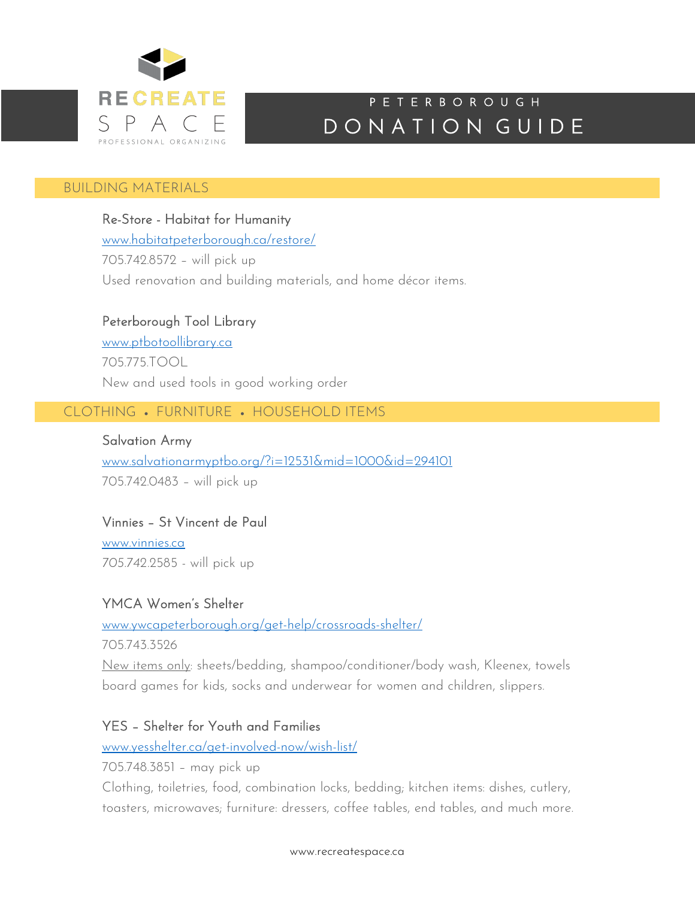RECREATE SPACE

PROFESSIONAL ORGANIZING

# PETERBOROUGH DONATION GUIDE

## BUILDING MATERIALS

### Re-Store - Habitat for Humanity

[www.habitatpeterborough.ca/restore/](www.habitatpeterborough.ca/restore/)

705.742.8572 – will pick up

Used renovation and building materials, and home décor items.

### Peterborough Tool Library

[www.ptbotoollibrary.ca](www.ptbotoollibrary.ca)

705.775.TOOL

New and used tools in good working order

## CLOTHING • FURNITURE • HOUSEHOLD ITEMS

### Salvation Army

[www.salvationarmyptbo.org/?i=12531&mid=1000&id=294101](www.salvationarmyptbo.org/?i=12531&mid=1000&id=294101)

705.742.0483 – will pick up

### Vinnies – St Vincent de Paul

[www.vinnies.ca](www.vinnies.ca)

705.742.2585 - will pick up

### YMCA Women's Shelter

[www.ywcapeterborough.org/get-help/crossroads-shelter/](www.ywcapeterborough.org/get-help/crossroads-shelter/)

705.743.3526

New items only: sheets/bedding, shampoo/conditioner/body wash, Kleenex, towels board games for kids, socks and underwear for women and children, slippers.

### YES – Shelter for Youth and Families

[www.yesshelter.ca/get-involved-now/wish-list/](www.yesshelter.ca/get-involved-now/wish-list/)

705.748.3851 – may pick up

Clothing, toiletries, food, combination locks, bedding; kitchen items: dishes, cutlery, toasters, microwaves; furniture: dressers, coffee tables, end tables, and much more.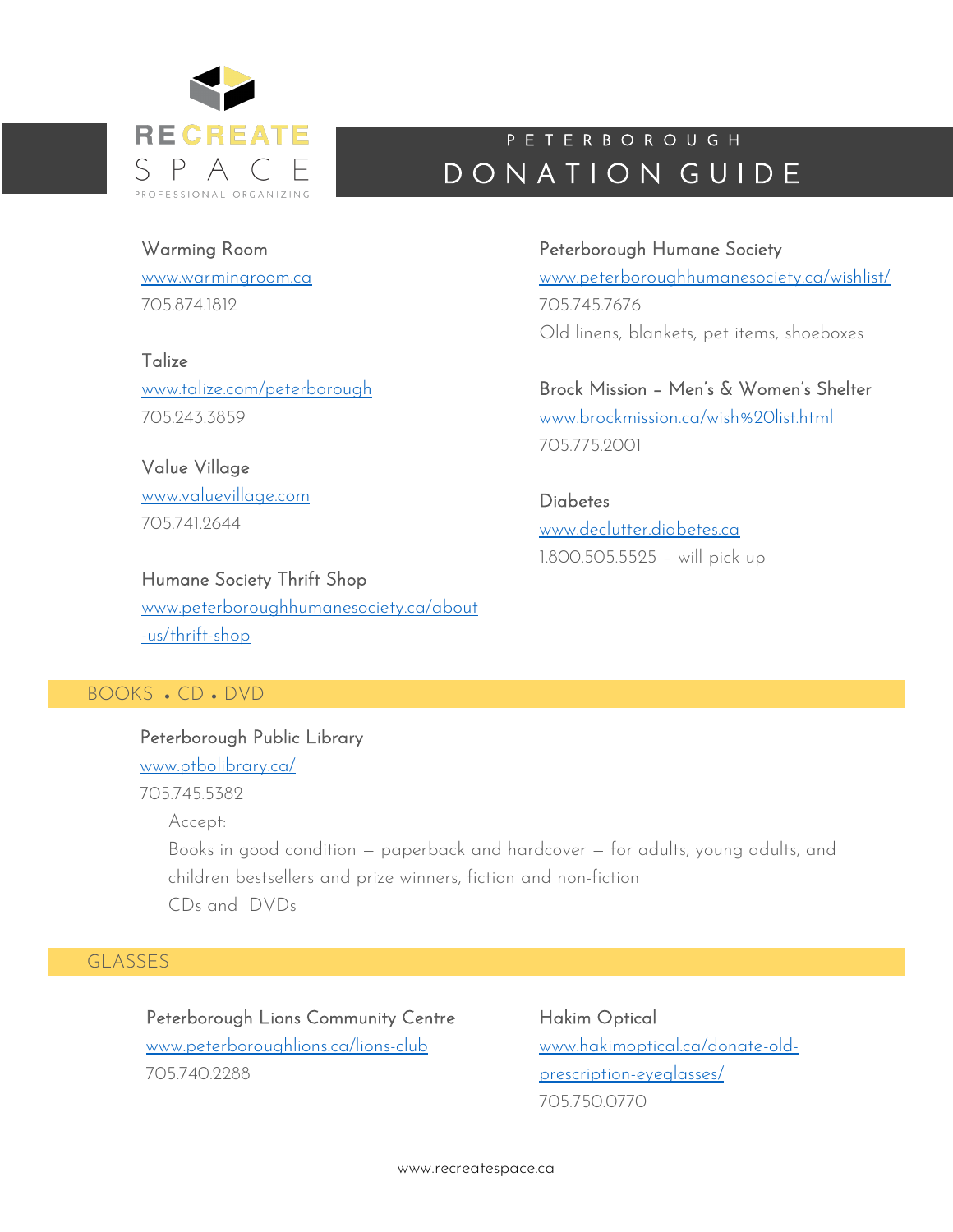# PETERBOROUGH DONATION GUIDE

Warming Room
www.warmingroom.ca
705.874.1812

Talize
www.talize.com/peterborough
705.243.3859

Value Village
www.valuevillage.com
705.741.2644

Humane Society Thrift Shop
www.peterboroughhumanesociety.ca/about-us/thrift-shop

Peterborough Humane Society
www.peterboroughhumanesociety.ca/wishlist/
705.745.7676
Old linens, blankets, pet items, shoeboxes

Brock Mission – Men's & Women's Shelter
www.brockmission.ca/wish%20list.html
705.775.2001

Diabetes
www.declutter.diabetes.ca
1.800.505.5525 – will pick up

## BOOKS • CD • DVD

Peterborough Public Library
www.ptbolibrary.ca/
705.745.5382

Accept:
Books in good condition – paperback and hardcover – for adults, young adults, and children bestsellers and prize winners, fiction and non-fiction
CDs and DVDs

## GLASSES

Peterborough Lions Community Centre
www.peterboroughlions.ca/lions-club
705.740.2288

Hakim Optical
www.hakimoptical.ca/donate-old-prescription-eyeglasses/
705.750.0770

www.recreatespace.ca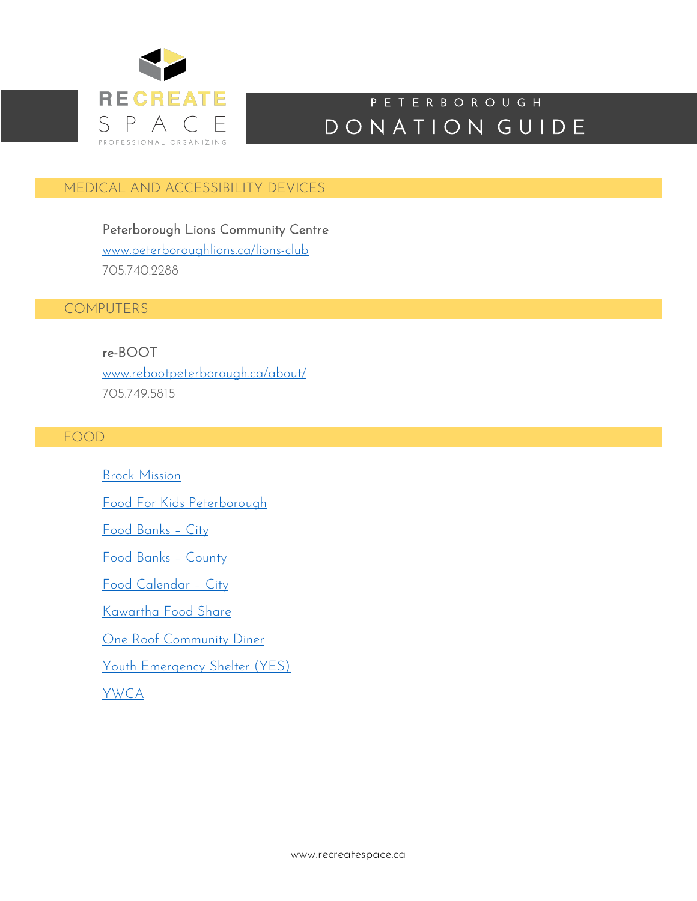RECREATE SPACE
PROFESSIONAL ORGANIZING

# PETERBOROUGH DONATION GUIDE

## MEDICAL AND ACCESSIBILITY DEVICES

Peterborough Lions Community Centre
www.peterboroughlions.ca/lions-club
705.740.2288

## COMPUTERS

re-BOOT
www.rebootpeterborough.ca/about/
705.749.5815

## FOOD

Brock Mission

Food For Kids Peterborough

Food Banks – City

Food Banks – County

Food Calendar – City

Kawartha Food Share

One Roof Community Diner

Youth Emergency Shelter (YES)

YWCA

www.recreatespace.ca